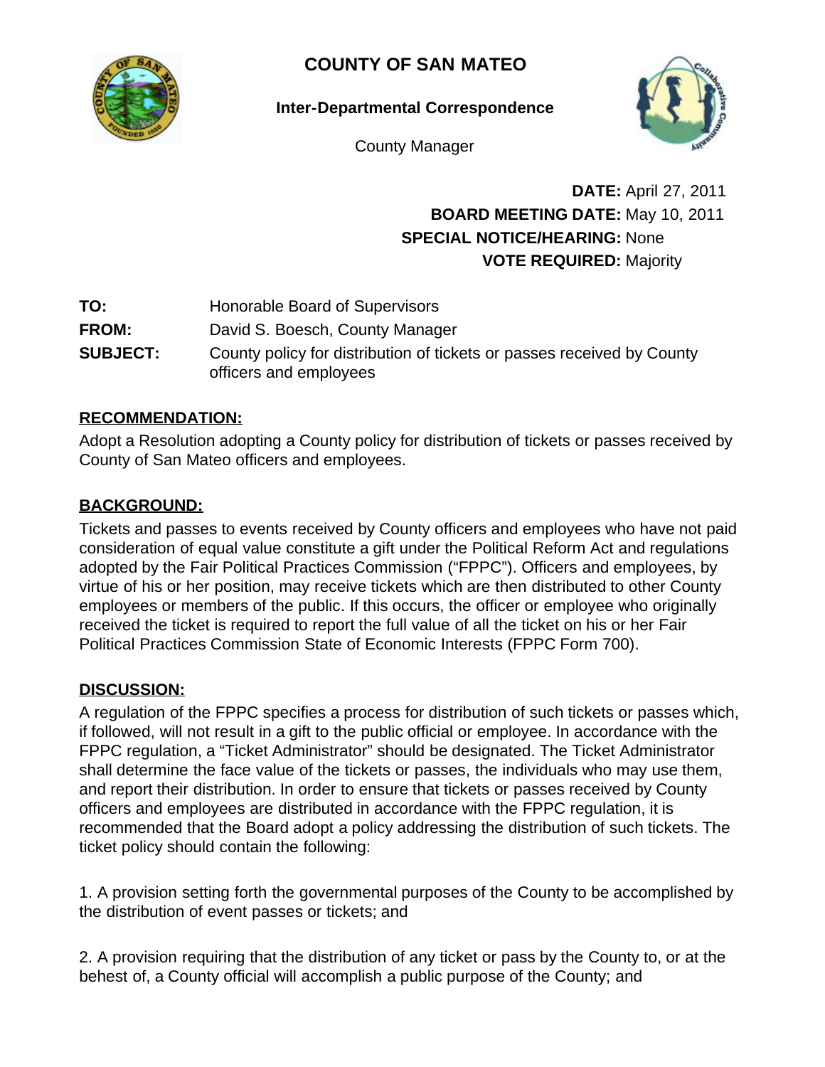# COUNTY OF SAN MATEO

**Inter-Departmental Correspondence**

County Manager

**DATE:** April 27, 2011
**BOARD MEETING DATE:** May 10, 2011
**SPECIAL NOTICE/HEARING:** None
**VOTE REQUIRED:** Majority

**TO:** Honorable Board of Supervisors

**FROM:** David S. Boesch, County Manager

**SUBJECT:** County policy for distribution of tickets or passes received by County officers and employees

## RECOMMENDATION:

Adopt a Resolution adopting a County policy for distribution of tickets or passes received by County of San Mateo officers and employees.

## BACKGROUND:

Tickets and passes to events received by County officers and employees who have not paid consideration of equal value constitute a gift under the Political Reform Act and regulations adopted by the Fair Political Practices Commission ("FPPC"). Officers and employees, by virtue of his or her position, may receive tickets which are then distributed to other County employees or members of the public. If this occurs, the officer or employee who originally received the ticket is required to report the full value of all the ticket on his or her Fair Political Practices Commission State of Economic Interests (FPPC Form 700).

## DISCUSSION:

A regulation of the FPPC specifies a process for distribution of such tickets or passes which, if followed, will not result in a gift to the public official or employee. In accordance with the FPPC regulation, a "Ticket Administrator" should be designated. The Ticket Administrator shall determine the face value of the tickets or passes, the individuals who may use them, and report their distribution. In order to ensure that tickets or passes received by County officers and employees are distributed in accordance with the FPPC regulation, it is recommended that the Board adopt a policy addressing the distribution of such tickets. The ticket policy should contain the following:

1. A provision setting forth the governmental purposes of the County to be accomplished by the distribution of event passes or tickets; and

2. A provision requiring that the distribution of any ticket or pass by the County to, or at the behest of, a County official will accomplish a public purpose of the County; and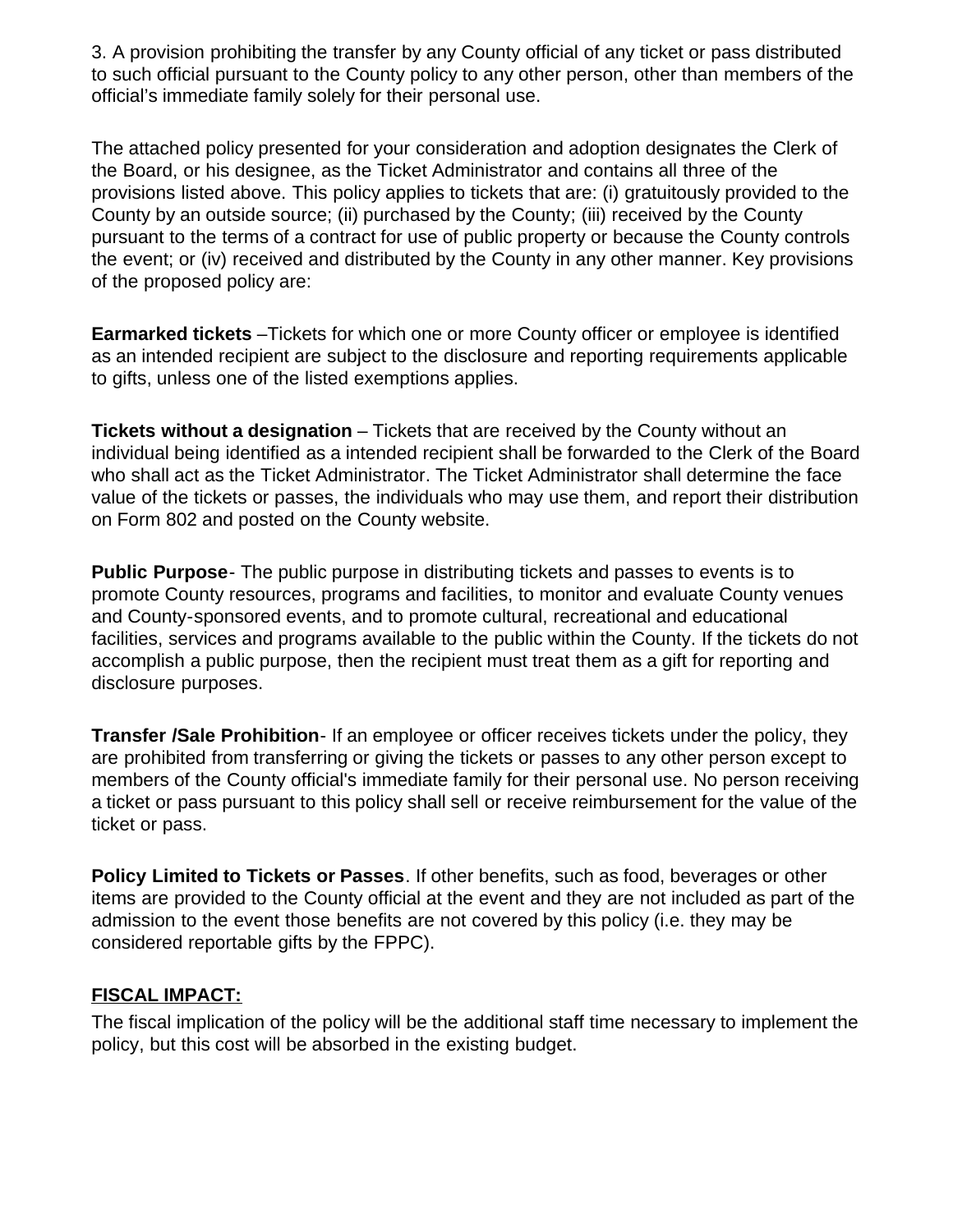3. A provision prohibiting the transfer by any County official of any ticket or pass distributed to such official pursuant to the County policy to any other person, other than members of the official's immediate family solely for their personal use.

The attached policy presented for your consideration and adoption designates the Clerk of the Board, or his designee, as the Ticket Administrator and contains all three of the provisions listed above. This policy applies to tickets that are: (i) gratuitously provided to the County by an outside source; (ii) purchased by the County; (iii) received by the County pursuant to the terms of a contract for use of public property or because the County controls the event; or (iv) received and distributed by the County in any other manner. Key provisions of the proposed policy are:

**Earmarked tickets** –Tickets for which one or more County officer or employee is identified as an intended recipient are subject to the disclosure and reporting requirements applicable to gifts, unless one of the listed exemptions applies.

**Tickets without a designation** – Tickets that are received by the County without an individual being identified as a intended recipient shall be forwarded to the Clerk of the Board who shall act as the Ticket Administrator. The Ticket Administrator shall determine the face value of the tickets or passes, the individuals who may use them, and report their distribution on Form 802 and posted on the County website.

**Public Purpose**- The public purpose in distributing tickets and passes to events is to promote County resources, programs and facilities, to monitor and evaluate County venues and County-sponsored events, and to promote cultural, recreational and educational facilities, services and programs available to the public within the County. If the tickets do not accomplish a public purpose, then the recipient must treat them as a gift for reporting and disclosure purposes.

**Transfer /Sale Prohibition**- If an employee or officer receives tickets under the policy, they are prohibited from transferring or giving the tickets or passes to any other person except to members of the County official's immediate family for their personal use. No person receiving a ticket or pass pursuant to this policy shall sell or receive reimbursement for the value of the ticket or pass.

**Policy Limited to Tickets or Passes**. If other benefits, such as food, beverages or other items are provided to the County official at the event and they are not included as part of the admission to the event those benefits are not covered by this policy (i.e. they may be considered reportable gifts by the FPPC).

**FISCAL IMPACT:**

The fiscal implication of the policy will be the additional staff time necessary to implement the policy, but this cost will be absorbed in the existing budget.